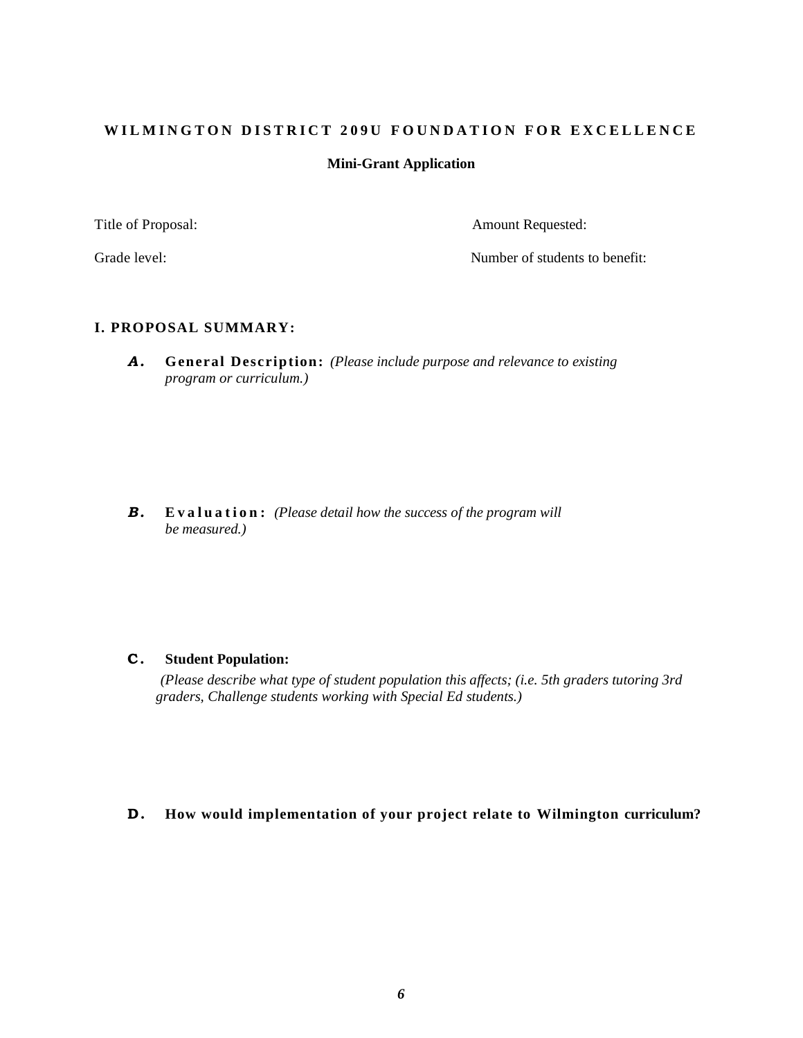# WILMINGTON DISTRICT 209U FOUNDATION FOR EXCELLENCE

## Mini-Grant Application

Title of Proposal: Amount Requested:

Grade level: Number of students to benefit:

### I. PROPOSAL SUMMARY:

**A. General Description:** *(Please include purpose and relevance to existing program or curriculum.)*

**B. Evaluation:** *(Please detail how the success of the program will be measured.)*

**C. Student Population:**

*(Please describe what type of student population this affects; (i.e. 5th graders tutoring 3rd graders, Challenge students working with Special Ed students.)*

**D. How would implementation of your project relate to Wilmington curriculum?**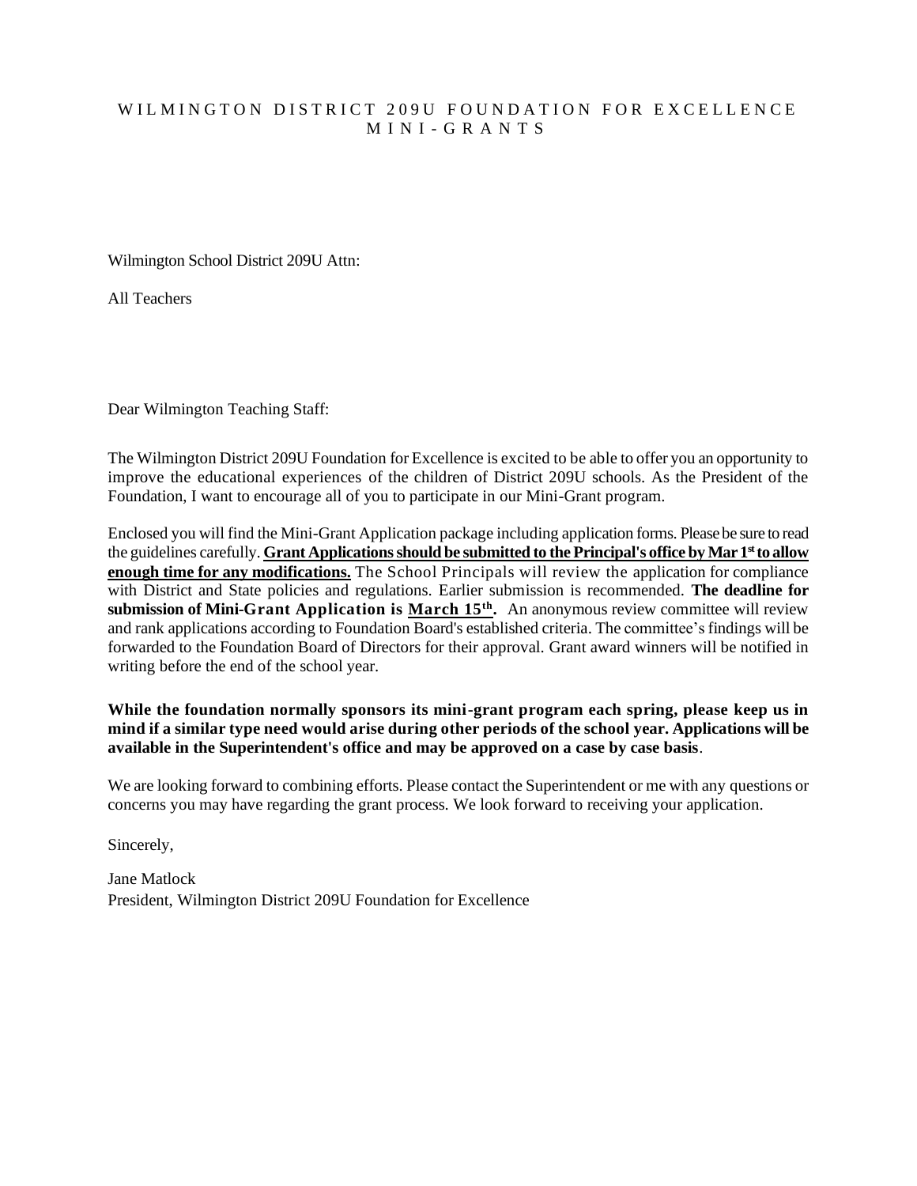# WILMINGTON DISTRICT 209U FOUNDATION FOR EXCELLENCE MINI-GRANTS

Wilmington School District 209U Attn:

All Teachers

Dear Wilmington Teaching Staff:

The Wilmington District 209U Foundation for Excellence is excited to be able to offer you an opportunity to improve the educational experiences of the children of District 209U schools. As the President of the Foundation, I want to encourage all of you to participate in our Mini-Grant program.

Enclosed you will find the Mini-Grant Application package including application forms. Please be sure to read the guidelines carefully. **Grant Applications should be submitted to the Principal's office by Mar 1st to allow enough time for any modifications.** The School Principals will review the application for compliance with District and State policies and regulations. Earlier submission is recommended. **The deadline for submission of Mini-Grant Application is March 15th.** An anonymous review committee will review and rank applications according to Foundation Board's established criteria. The committee's findings will be forwarded to the Foundation Board of Directors for their approval. Grant award winners will be notified in writing before the end of the school year.

**While the foundation normally sponsors its mini-grant program each spring, please keep us in mind if a similar type need would arise during other periods of the school year. Applications will be available in the Superintendent's office and may be approved on a case by case basis**.

We are looking forward to combining efforts. Please contact the Superintendent or me with any questions or concerns you may have regarding the grant process. We look forward to receiving your application.

Sincerely,

Jane Matlock
President, Wilmington District 209U Foundation for Excellence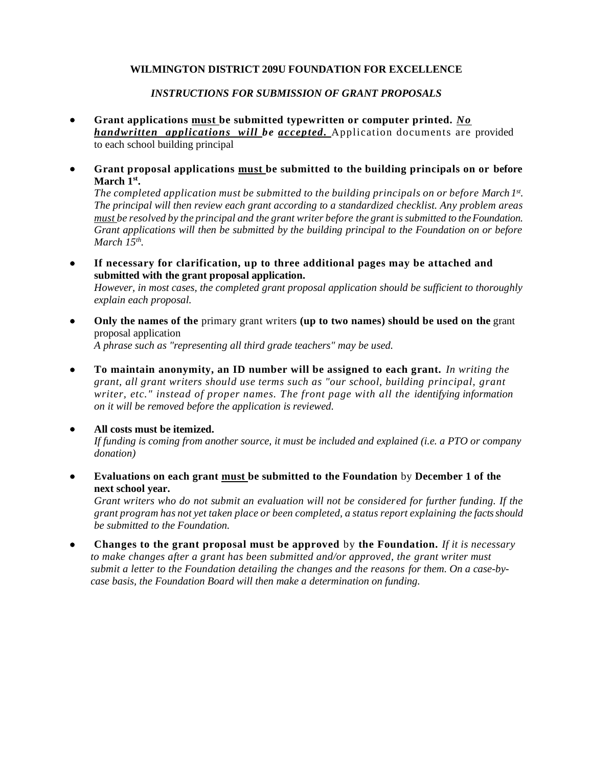**WILMINGTON DISTRICT 209U FOUNDATION FOR EXCELLENCE**

***INSTRUCTIONS FOR SUBMISSION OF GRANT PROPOSALS***

- **Grant applications must be submitted typewritten or computer printed.** ***No handwritten applications will be accepted.*** Application documents are provided to each school building principal

- **Grant proposal applications must be submitted to the building principals on or before March 1st.**
  *The completed application must be submitted to the building principals on or before March 1st. The principal will then review each grant according to a standardized checklist. Any problem areas must be resolved by the principal and the grant writer before the grant is submitted to the Foundation. Grant applications will then be submitted by the building principal to the Foundation on or before March 15th.*

- **If necessary for clarification, up to three additional pages may be attached and submitted with the grant proposal application.**
  *However, in most cases, the completed grant proposal application should be sufficient to thoroughly explain each proposal.*

- **Only the names of the** primary grant writers **(up to two names) should be used on the** grant proposal application
  *A phrase such as "representing all third grade teachers" may be used.*

- **To maintain anonymity, an ID number will be assigned to each grant.** *In writing the grant, all grant writers should use terms such as "our school, building principal, grant writer, etc." instead of proper names. The front page with all the identifying information on it will be removed before the application is reviewed.*

- **All costs must be itemized.**
  *If funding is coming from another source, it must be included and explained (i.e. a PTO or company donation)*

- **Evaluations on each grant must be submitted to the Foundation** by **December 1 of the next school year.**
  *Grant writers who do not submit an evaluation will not be considered for further funding. If the grant program has not yet taken place or been completed, a status report explaining the facts should be submitted to the Foundation.*

- **Changes to the grant proposal must be approved** by **the Foundation.** *If it is necessary to make changes after a grant has been submitted and/or approved, the grant writer must submit a letter to the Foundation detailing the changes and the reasons for them. On a case-by-case basis, the Foundation Board will then make a determination on funding.*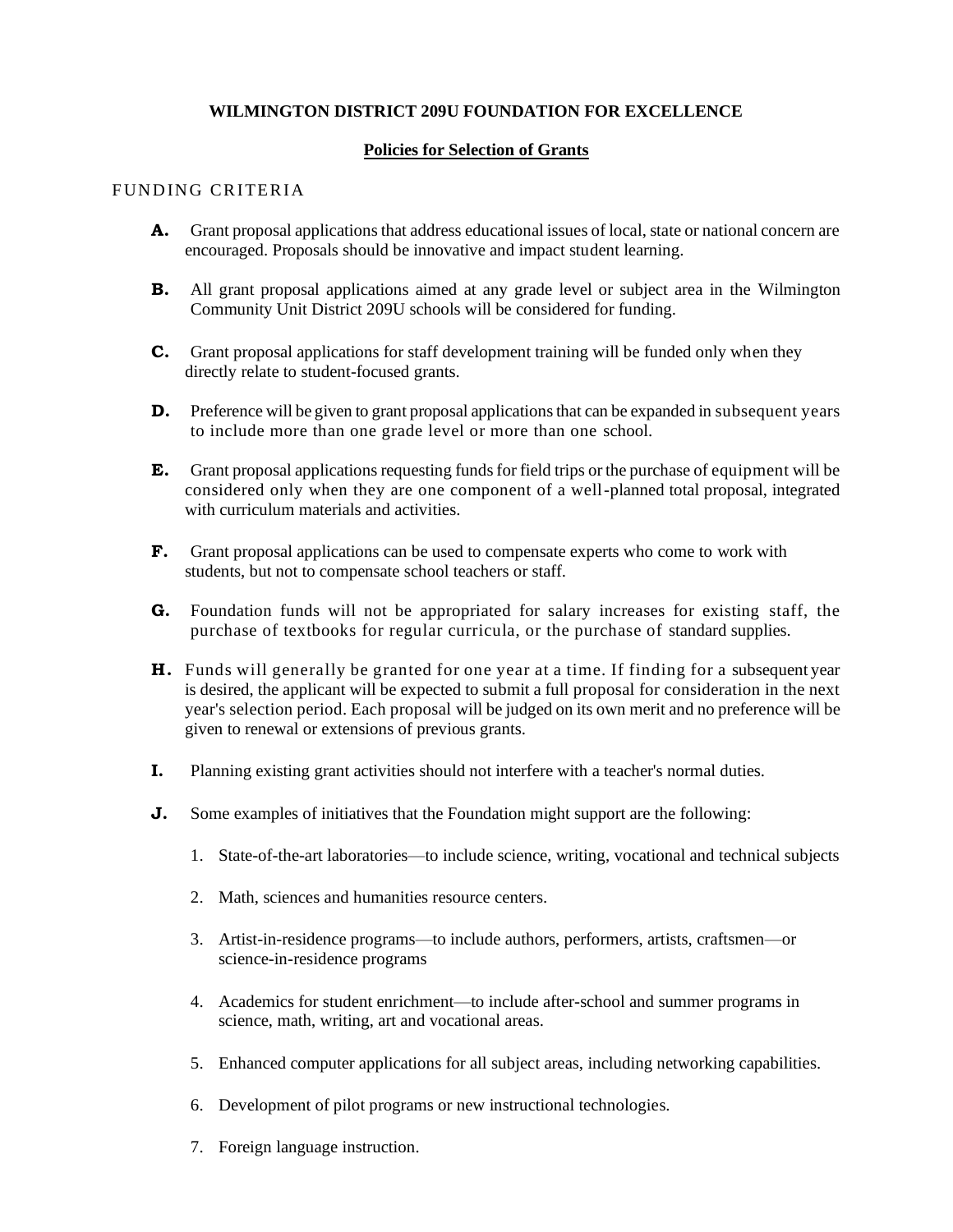**WILMINGTON DISTRICT 209U FOUNDATION FOR EXCELLENCE**

**Policies for Selection of Grants**

FUNDING CRITERIA

**A.** Grant proposal applications that address educational issues of local, state or national concern are encouraged. Proposals should be innovative and impact student learning.

**B.** All grant proposal applications aimed at any grade level or subject area in the Wilmington Community Unit District 209U schools will be considered for funding.

**C.** Grant proposal applications for staff development training will be funded only when they directly relate to student-focused grants.

**D.** Preference will be given to grant proposal applications that can be expanded in subsequent years to include more than one grade level or more than one school.

**E.** Grant proposal applications requesting funds for field trips or the purchase of equipment will be considered only when they are one component of a well-planned total proposal, integrated with curriculum materials and activities.

**F.** Grant proposal applications can be used to compensate experts who come to work with students, but not to compensate school teachers or staff.

**G.** Foundation funds will not be appropriated for salary increases for existing staff, the purchase of textbooks for regular curricula, or the purchase of standard supplies.

**H.** Funds will generally be granted for one year at a time. If finding for a subsequent year is desired, the applicant will be expected to submit a full proposal for consideration in the next year's selection period. Each proposal will be judged on its own merit and no preference will be given to renewal or extensions of previous grants.

**I.** Planning existing grant activities should not interfere with a teacher's normal duties.

**J.** Some examples of initiatives that the Foundation might support are the following:

1. State-of-the-art laboratories—to include science, writing, vocational and technical subjects
2. Math, sciences and humanities resource centers.
3. Artist-in-residence programs—to include authors, performers, artists, craftsmen—or science-in-residence programs
4. Academics for student enrichment—to include after-school and summer programs in science, math, writing, art and vocational areas.
5. Enhanced computer applications for all subject areas, including networking capabilities.
6. Development of pilot programs or new instructional technologies.
7. Foreign language instruction.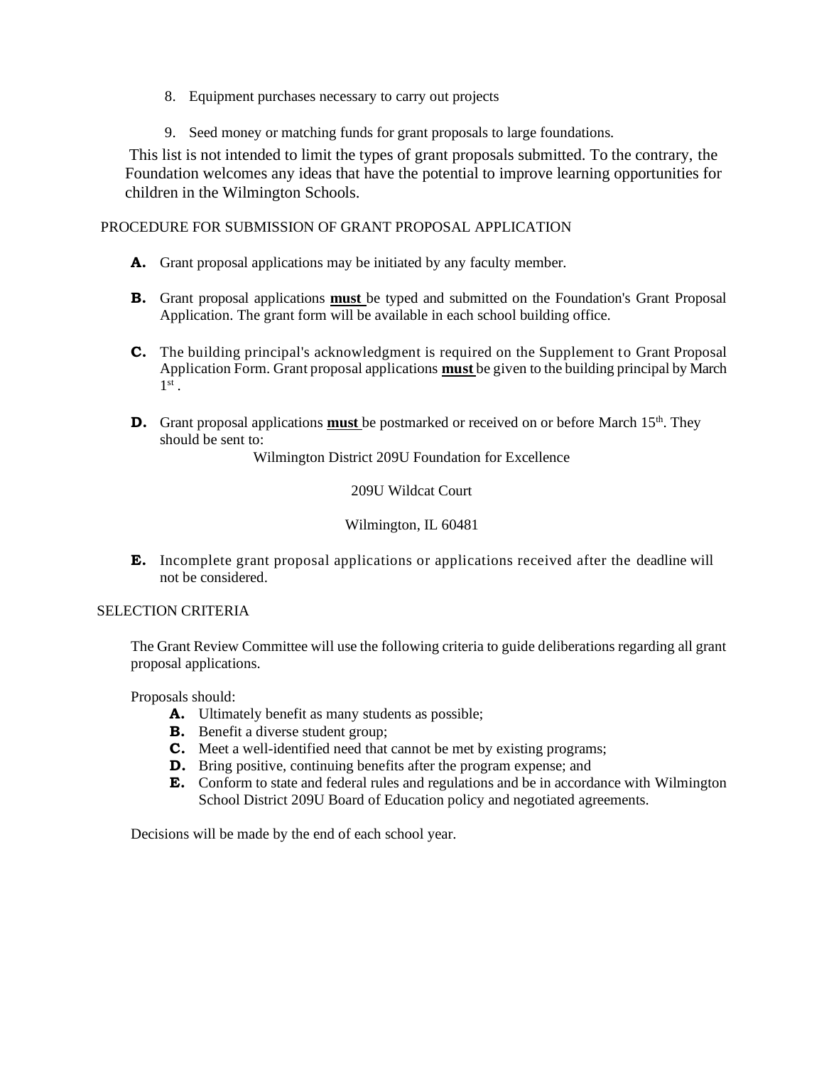8. Equipment purchases necessary to carry out projects

9. Seed money or matching funds for grant proposals to large foundations.

This list is not intended to limit the types of grant proposals submitted. To the contrary, the Foundation welcomes any ideas that have the potential to improve learning opportunities for children in the Wilmington Schools.

## PROCEDURE FOR SUBMISSION OF GRANT PROPOSAL APPLICATION

**A.** Grant proposal applications may be initiated by any faculty member.

**B.** Grant proposal applications **must** be typed and submitted on the Foundation's Grant Proposal Application. The grant form will be available in each school building office.

**C.** The building principal's acknowledgment is required on the Supplement to Grant Proposal Application Form. Grant proposal applications **must** be given to the building principal by March 1st.

**D.** Grant proposal applications **must** be postmarked or received on or before March 15th. They should be sent to:

Wilmington District 209U Foundation for Excellence

209U Wildcat Court

Wilmington, IL 60481

**E.** Incomplete grant proposal applications or applications received after the deadline will not be considered.

## SELECTION CRITERIA

The Grant Review Committee will use the following criteria to guide deliberations regarding all grant proposal applications.

Proposals should:

**A.** Ultimately benefit as many students as possible;
**B.** Benefit a diverse student group;
**C.** Meet a well-identified need that cannot be met by existing programs;
**D.** Bring positive, continuing benefits after the program expense; and
**E.** Conform to state and federal rules and regulations and be in accordance with Wilmington School District 209U Board of Education policy and negotiated agreements.

Decisions will be made by the end of each school year.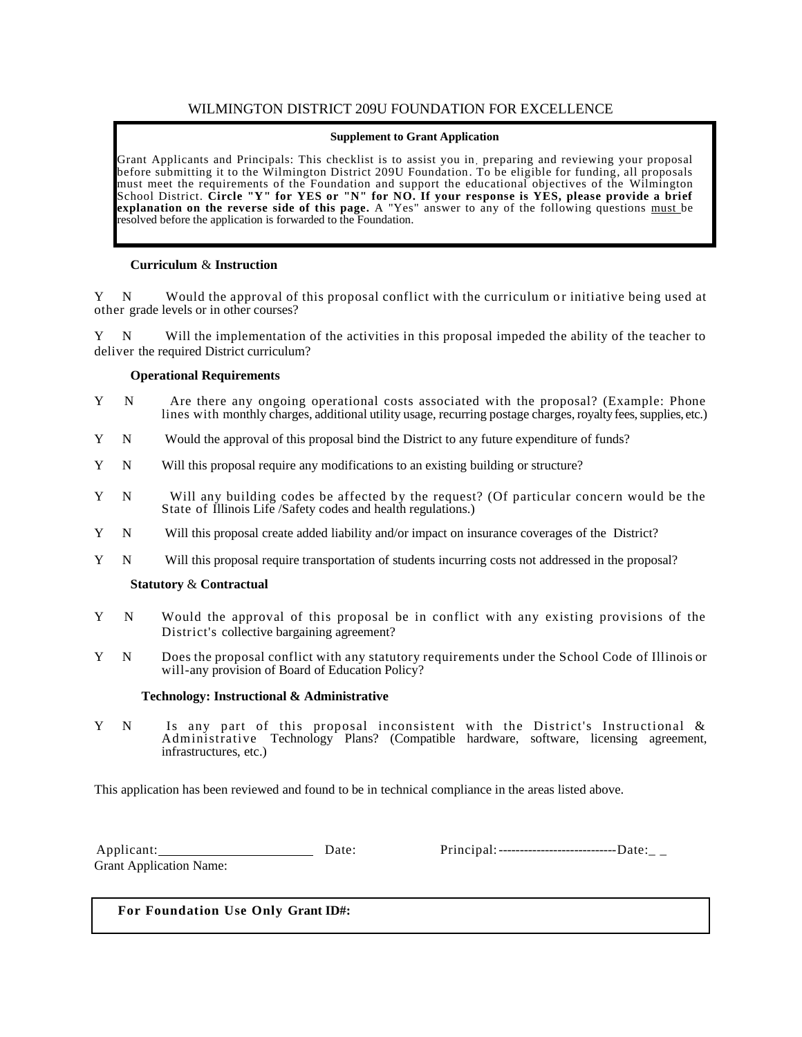# WILMINGTON DISTRICT 209U FOUNDATION FOR EXCELLENCE

**Supplement to Grant Application**

Grant Applicants and Principals: This checklist is to assist you in, preparing and reviewing your proposal before submitting it to the Wilmington District 209U Foundation. To be eligible for funding, all proposals must meet the requirements of the Foundation and support the educational objectives of the Wilmington School District. **Circle "Y" for YES or "N" for NO. If your response is YES, please provide a brief explanation on the reverse side of this page.** A "Yes" answer to any of the following questions must be resolved before the application is forwarded to the Foundation.

**Curriculum & Instruction**

Y N Would the approval of this proposal conflict with the curriculum or initiative being used at other grade levels or in other courses?

Y N Will the implementation of the activities in this proposal impeded the ability of the teacher to deliver the required District curriculum?

**Operational Requirements**

Y N Are there any ongoing operational costs associated with the proposal? (Example: Phone lines with monthly charges, additional utility usage, recurring postage charges, royalty fees, supplies, etc.)

Y N Would the approval of this proposal bind the District to any future expenditure of funds?

Y N Will this proposal require any modifications to an existing building or structure?

Y N Will any building codes be affected by the request? (Of particular concern would be the State of Illinois Life /Safety codes and health regulations.)

Y N Will this proposal create added liability and/or impact on insurance coverages of the District?

Y N Will this proposal require transportation of students incurring costs not addressed in the proposal?

**Statutory & Contractual**

Y N Would the approval of this proposal be in conflict with any existing provisions of the District's collective bargaining agreement?

Y N Does the proposal conflict with any statutory requirements under the School Code of Illinois or will-any provision of Board of Education Policy?

**Technology: Instructional & Administrative**

Y N Is any part of this proposal inconsistent with the District's Instructional & Administrative Technology Plans? (Compatible hardware, software, licensing agreement, infrastructures, etc.)

This application has been reviewed and found to be in technical compliance in the areas listed above.

Applicant: ______________________ Date: Principal: ---------------------------- Date:_ _

Grant Application Name:

**For Foundation Use Only Grant ID#:**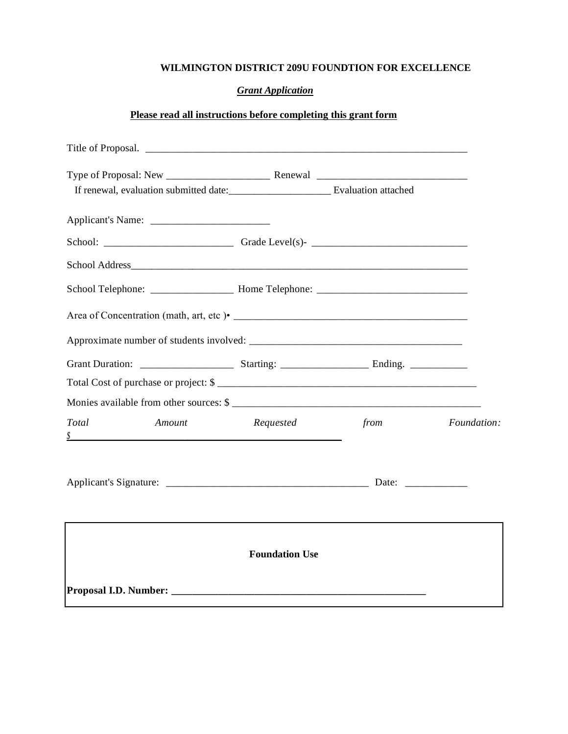**WILMINGTON DISTRICT 209U FOUNDTION FOR EXCELLENCE**

***Grant Application***

**Please read all instructions before completing this grant form**

Title of Proposal. _______________________________________________________________

Type of Proposal: New ___________________ Renewal ____________________________

If renewal, evaluation submitted date:___________________ Evaluation attached

Applicant's Name: ______________________

School: ________________________ Grade Level(s)- ____________________________

School Address__________________________________________________________________

School Telephone: _______________ Home Telephone: ____________________________

Area of Concentration (math, art, etc )• ____________________________________________

Approximate number of students involved: ________________________________________

Grant Duration: _________________ Starting: ________________ Ending. ___________

Total Cost of purchase or project: $ __________________________________________________

Monies available from other sources: $ ________________________________________________

*Total Amount Requested from Foundation: $* ________________________________________________

Applicant's Signature: ______________________________________ Date: ___________

**Foundation Use**

**Proposal I.D. Number: _______________________________________________**